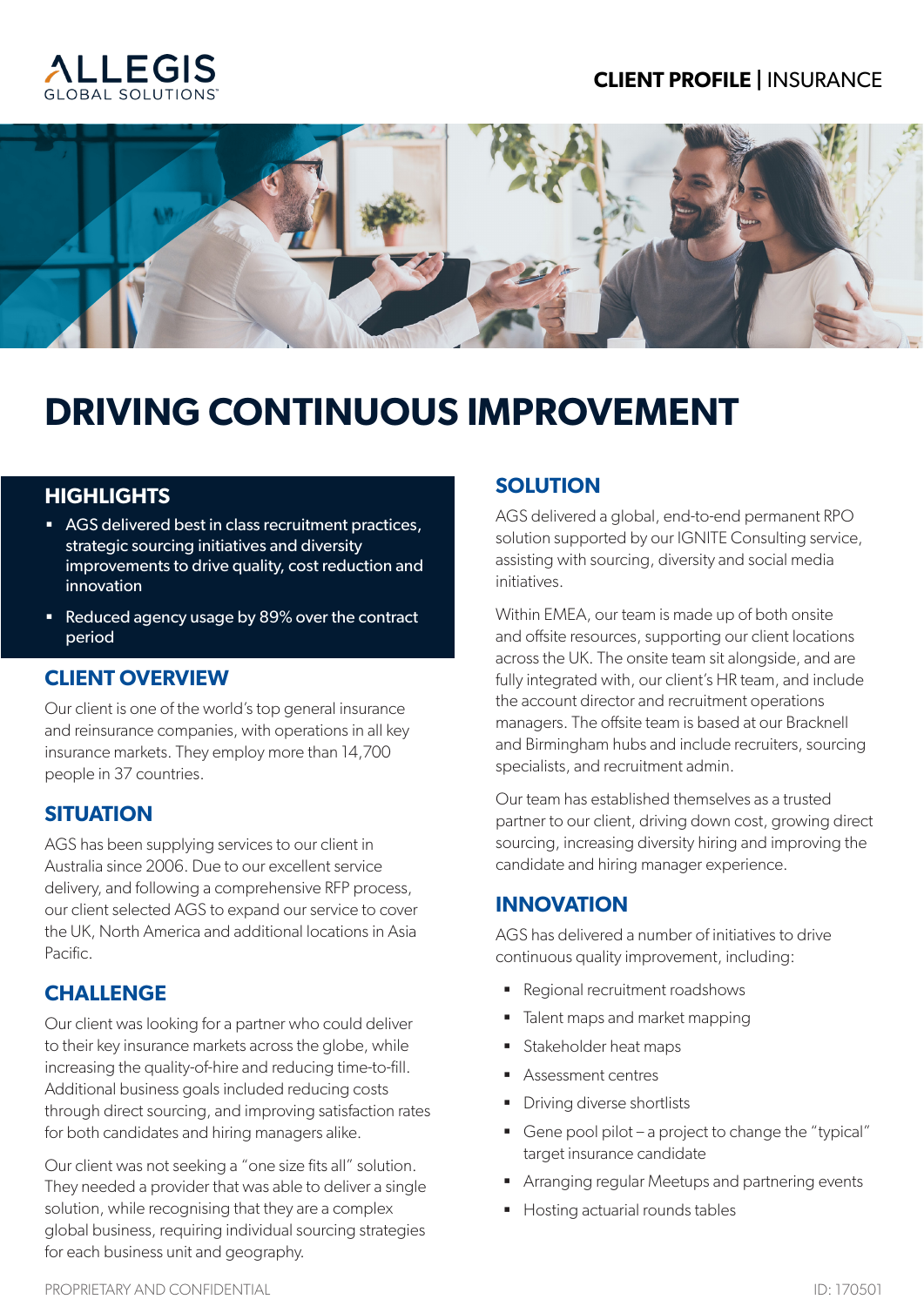ALLEGIS GLOBAL SOLUTIONS

**CLIENT PROFILE** | INSURANCE

# DRIVING CONTINUOUS IMPROVEMENT

## HIGHLIGHTS

- AGS delivered best in class recruitment practices, strategic sourcing initiatives and diversity improvements to drive quality, cost reduction and innovation
- Reduced agency usage by 89% over the contract period

## CLIENT OVERVIEW

Our client is one of the world's top general insurance and reinsurance companies, with operations in all key insurance markets. They employ more than 14,700 people in 37 countries.

## SITUATION

AGS has been supplying services to our client in Australia since 2006. Due to our excellent service delivery, and following a comprehensive RFP process, our client selected AGS to expand our service to cover the UK, North America and additional locations in Asia Pacific.

## CHALLENGE

Our client was looking for a partner who could deliver to their key insurance markets across the globe, while increasing the quality-of-hire and reducing time-to-fill. Additional business goals included reducing costs through direct sourcing, and improving satisfaction rates for both candidates and hiring managers alike.

Our client was not seeking a "one size fits all" solution. They needed a provider that was able to deliver a single solution, while recognising that they are a complex global business, requiring individual sourcing strategies for each business unit and geography.

## SOLUTION

AGS delivered a global, end-to-end permanent RPO solution supported by our IGNITE Consulting service, assisting with sourcing, diversity and social media initiatives.

Within EMEA, our team is made up of both onsite and offsite resources, supporting our client locations across the UK. The onsite team sit alongside, and are fully integrated with, our client's HR team, and include the account director and recruitment operations managers. The offsite team is based at our Bracknell and Birmingham hubs and include recruiters, sourcing specialists, and recruitment admin.

Our team has established themselves as a trusted partner to our client, driving down cost, growing direct sourcing, increasing diversity hiring and improving the candidate and hiring manager experience.

## INNOVATION

AGS has delivered a number of initiatives to drive continuous quality improvement, including:

- Regional recruitment roadshows
- Talent maps and market mapping
- Stakeholder heat maps
- Assessment centres
- Driving diverse shortlists
- Gene pool pilot – a project to change the "typical" target insurance candidate
- Arranging regular Meetups and partnering events
- Hosting actuarial rounds tables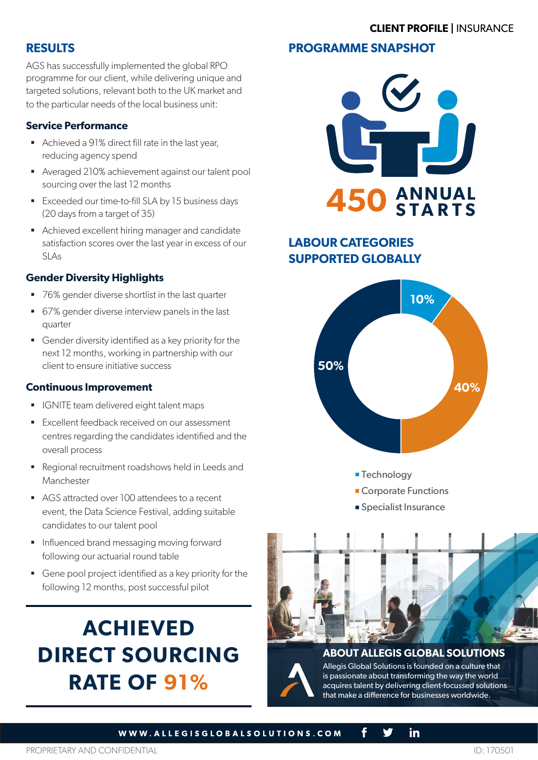CLIENT PROFILE | INSURANCE

## RESULTS

AGS has successfully implemented the global RPO programme for our client, while delivering unique and targeted solutions, relevant both to the UK market and to the particular needs of the local business unit:

### Service Performance

- Achieved a 91% direct fill rate in the last year, reducing agency spend
- Averaged 210% achievement against our talent pool sourcing over the last 12 months
- Exceeded our time-to-fill SLA by 15 business days (20 days from a target of 35)
- Achieved excellent hiring manager and candidate satisfaction scores over the last year in excess of our SLAs

### Gender Diversity Highlights

- 76% gender diverse shortlist in the last quarter
- 67% gender diverse interview panels in the last quarter
- Gender diversity identified as a key priority for the next 12 months, working in partnership with our client to ensure initiative success

### Continuous Improvement

- IGNITE team delivered eight talent maps
- Excellent feedback received on our assessment centres regarding the candidates identified and the overall process
- Regional recruitment roadshows held in Leeds and Manchester
- AGS attracted over 100 attendees to a recent event, the Data Science Festival, adding suitable candidates to our talent pool
- Influenced brand messaging moving forward following our actuarial round table
- Gene pool project identified as a key priority for the following 12 months, post successful pilot

**ACHIEVED DIRECT SOURCING RATE OF 91%**

## PROGRAMME SNAPSHOT

**450 ANNUAL STARTS**

## LABOUR CATEGORIES SUPPORTED GLOBALLY

10%
40%
50%

- Technology
- Corporate Functions
- Specialist Insurance

### ABOUT ALLEGIS GLOBAL SOLUTIONS

Allegis Global Solutions is founded on a culture that is passionate about transforming the way the world acquires talent by delivering client-focussed solutions that make a difference for businesses worldwide.

WWW.ALLEGISGLOBALSOLUTIONS.COM

PROPRIETARY AND CONFIDENTIAL

ID: 170501